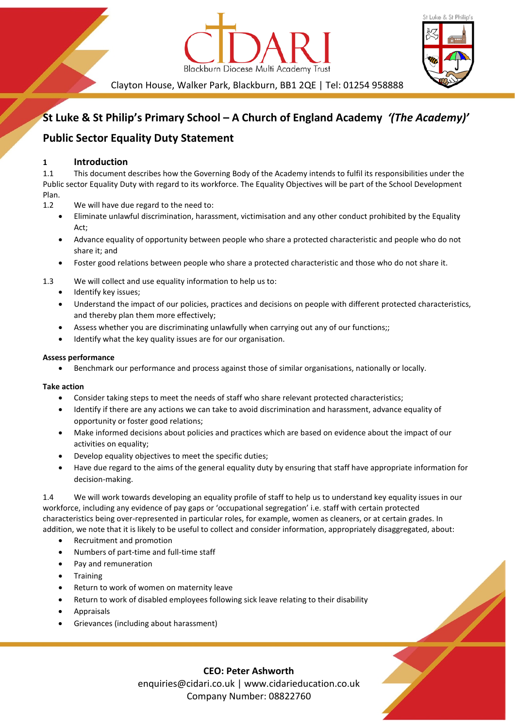# St Luke & St Philip's Primary School – A Church of England Academy *'(The Academy)'*

## Public Sector Equality Duty Statement

### 1 Introduction

1.1 This document describes how the Governing Body of the Academy intends to fulfil its responsibilities under the Public sector Equality Duty with regard to its workforce. The Equality Objectives will be part of the School Development Plan.

1.2 We will have due regard to the need to:

- Eliminate unlawful discrimination, harassment, victimisation and any other conduct prohibited by the Equality Act;
- Advance equality of opportunity between people who share a protected characteristic and people who do not share it; and
- Foster good relations between people who share a protected characteristic and those who do not share it.

1.3 We will collect and use equality information to help us to:

- Identify key issues;
- Understand the impact of our policies, practices and decisions on people with different protected characteristics, and thereby plan them more effectively;
- Assess whether you are discriminating unlawfully when carrying out any of our functions;;
- Identify what the key quality issues are for our organisation.

**Assess performance**

- Benchmark our performance and process against those of similar organisations, nationally or locally.

**Take action**

- Consider taking steps to meet the needs of staff who share relevant protected characteristics;
- Identify if there are any actions we can take to avoid discrimination and harassment, advance equality of opportunity or foster good relations;
- Make informed decisions about policies and practices which are based on evidence about the impact of our activities on equality;
- Develop equality objectives to meet the specific duties;
- Have due regard to the aims of the general equality duty by ensuring that staff have appropriate information for decision-making.

1.4 We will work towards developing an equality profile of staff to help us to understand key equality issues in our workforce, including any evidence of pay gaps or 'occupational segregation' i.e. staff with certain protected characteristics being over-represented in particular roles, for example, women as cleaners, or at certain grades. In addition, we note that it is likely to be useful to collect and consider information, appropriately disaggregated, about:

- Recruitment and promotion
- Numbers of part-time and full-time staff
- Pay and remuneration
- Training
- Return to work of women on maternity leave
- Return to work of disabled employees following sick leave relating to their disability
- Appraisals
- Grievances (including about harassment)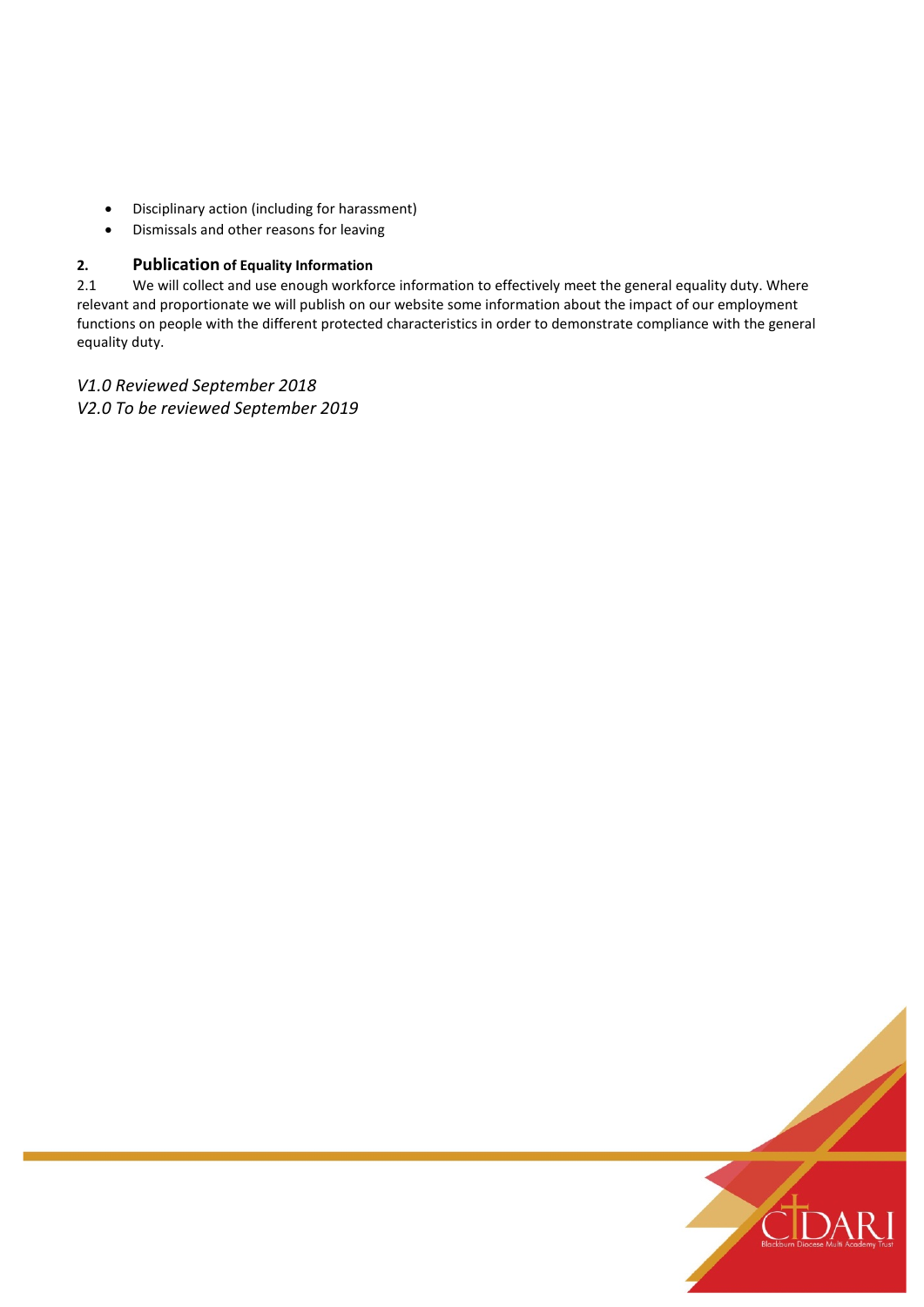- Disciplinary action (including for harassment)
- Dismissals and other reasons for leaving

## 2. Publication of Equality Information

2.1 We will collect and use enough workforce information to effectively meet the general equality duty. Where relevant and proportionate we will publish on our website some information about the impact of our employment functions on people with the different protected characteristics in order to demonstrate compliance with the general equality duty.

*V1.0 Reviewed September 2018*
*V2.0 To be reviewed September 2019*